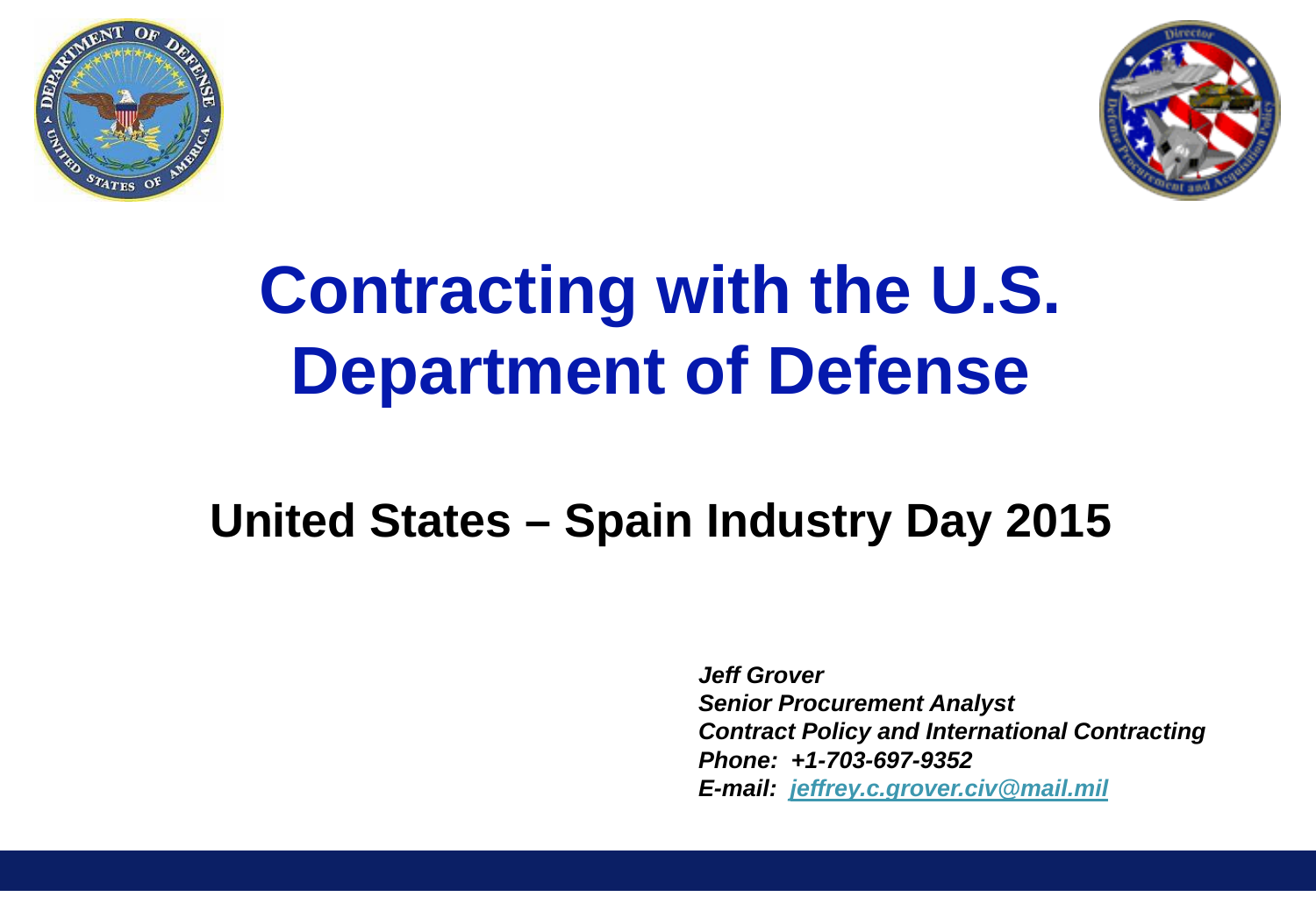# Contracting with the U.S. Department of Defense

## United States – Spain Industry Day 2015

*Jeff Grover*
*Senior Procurement Analyst*
*Contract Policy and International Contracting*
*Phone: +1-703-697-9352*
*E-mail: jeffrey.c.grover.civ@mail.mil*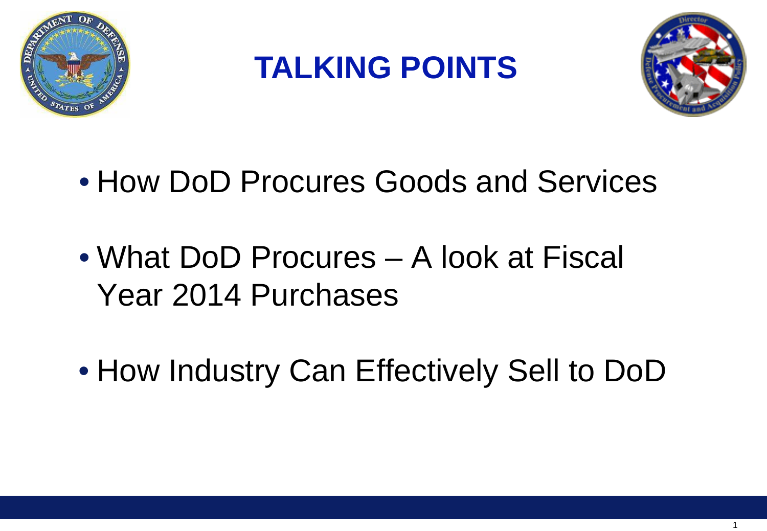# TALKING POINTS

- How DoD Procures Goods and Services
- What DoD Procures – A look at Fiscal Year 2014 Purchases
- How Industry Can Effectively Sell to DoD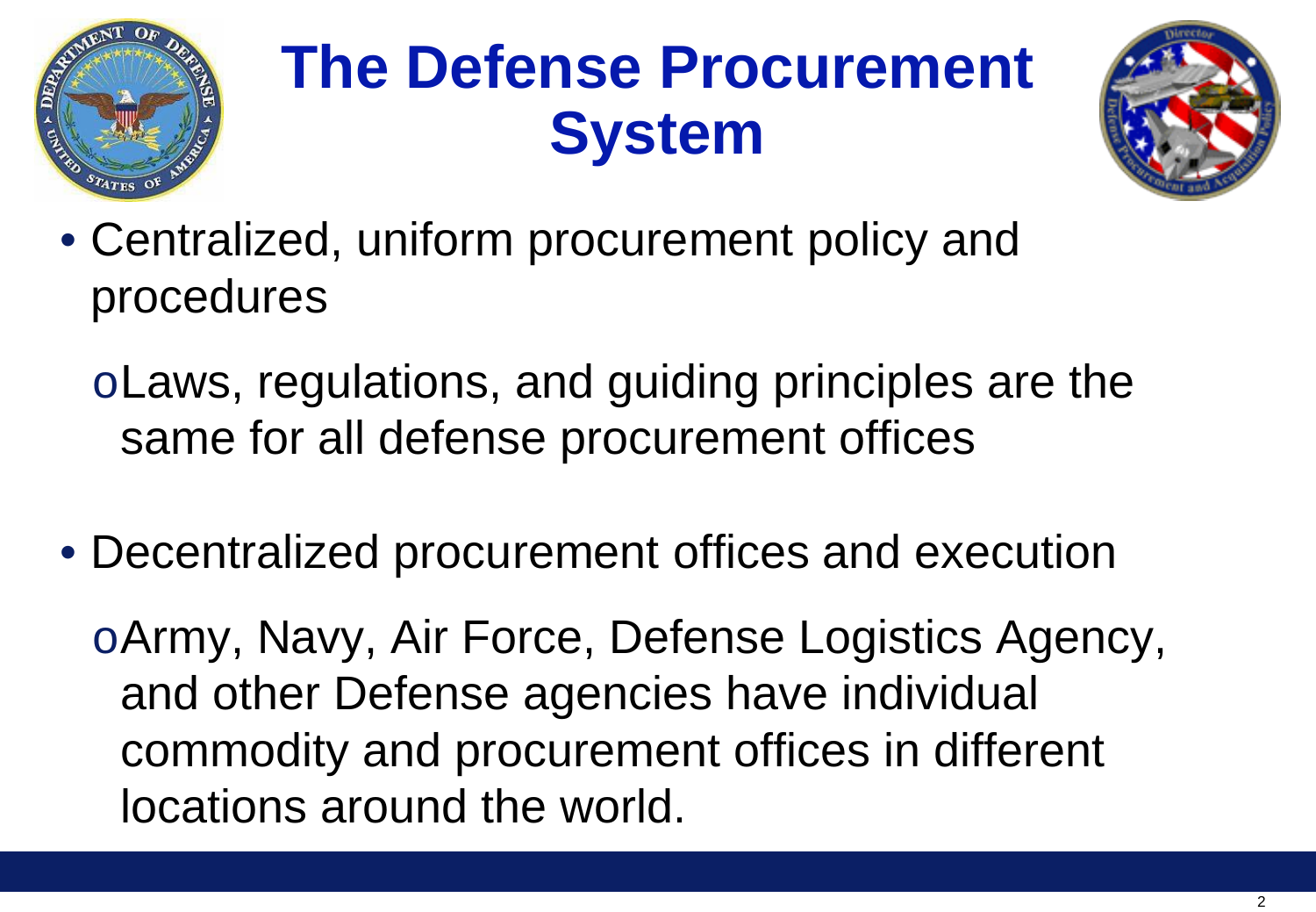# The Defense Procurement System

- Centralized, uniform procurement policy and procedures
  - Laws, regulations, and guiding principles are the same for all defense procurement offices
- Decentralized procurement offices and execution
  - Army, Navy, Air Force, Defense Logistics Agency, and other Defense agencies have individual commodity and procurement offices in different locations around the world.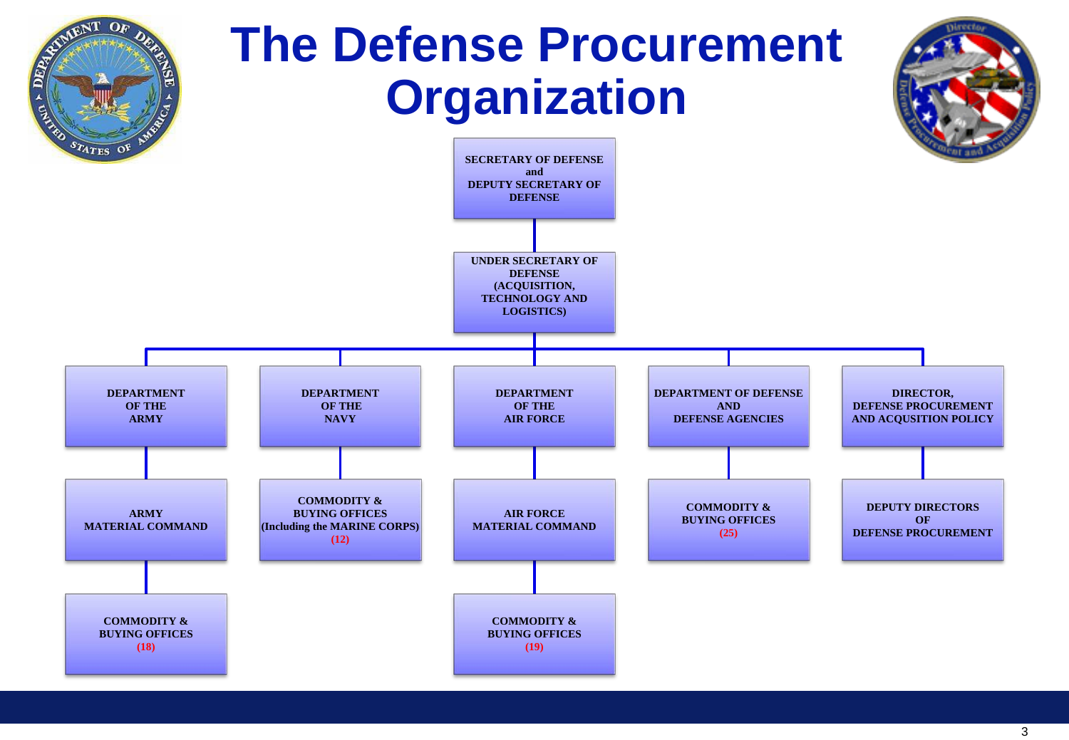# The Defense Procurement Organization

- **SECRETARY OF DEFENSE and DEPUTY SECRETARY OF DEFENSE**
  - **UNDER SECRETARY OF DEFENSE (ACQUISITION, TECHNOLOGY AND LOGISTICS)**
    - **DEPARTMENT OF THE ARMY**
      - **ARMY MATERIAL COMMAND**
        - **COMMODITY & BUYING OFFICES (18)**
    - **DEPARTMENT OF THE NAVY**
      - **COMMODITY & BUYING OFFICES (Including the MARINE CORPS) (12)**
    - **DEPARTMENT OF THE AIR FORCE**
      - **AIR FORCE MATERIAL COMMAND**
        - **COMMODITY & BUYING OFFICES (19)**
    - **DEPARTMENT OF DEFENSE AND DEFENSE AGENCIES**
      - **COMMODITY & BUYING OFFICES (25)**
    - **DIRECTOR, DEFENSE PROCUREMENT AND ACQUSITION POLICY**
      - **DEPUTY DIRECTORS OF DEFENSE PROCUREMENT**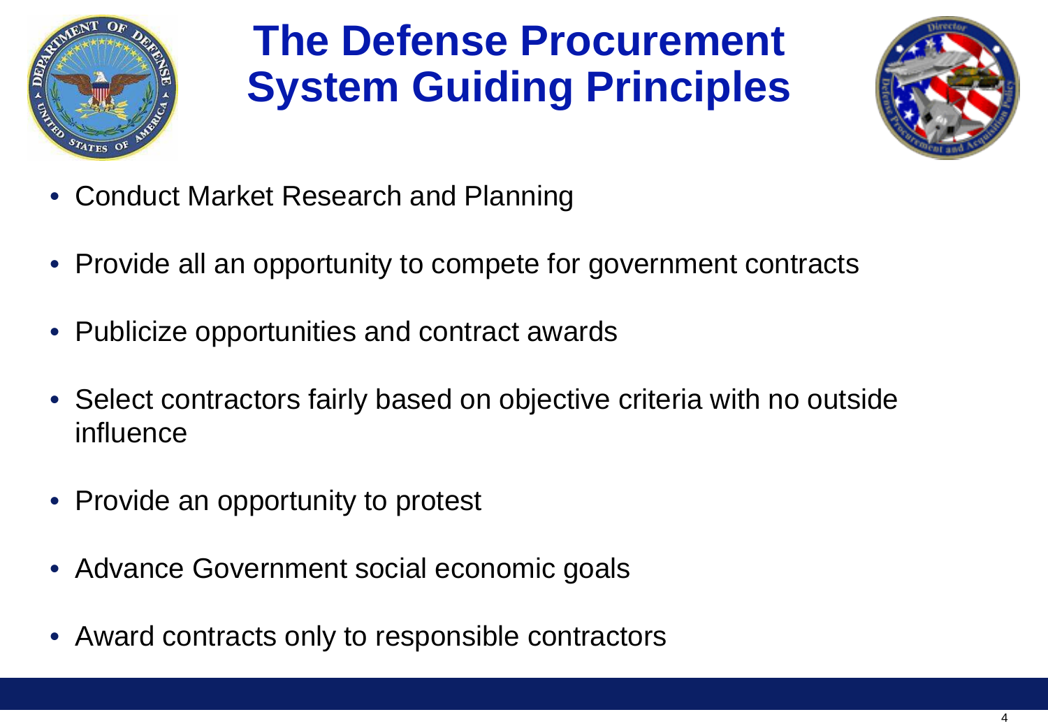# The Defense Procurement System Guiding Principles

- Conduct Market Research and Planning
- Provide all an opportunity to compete for government contracts
- Publicize opportunities and contract awards
- Select contractors fairly based on objective criteria with no outside influence
- Provide an opportunity to protest
- Advance Government social economic goals
- Award contracts only to responsible contractors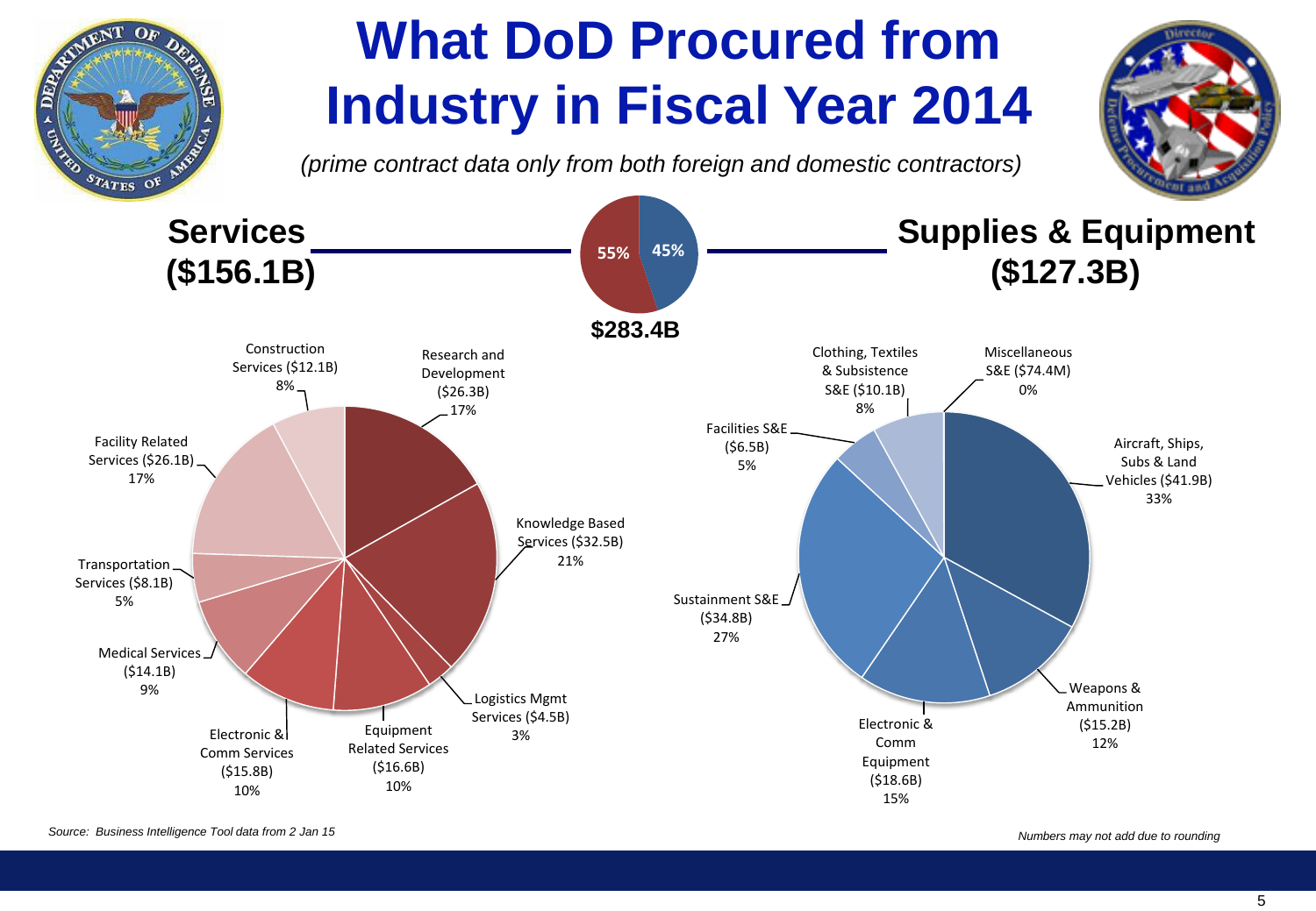# What DoD Procured from Industry in Fiscal Year 2014

*(prime contract data only from both foreign and domestic contractors)*

**Services ($156.1B)** — 55%

**Supplies & Equipment ($127.3B)** — 45%

**$283.4B**

**Services**

- Research and Development ($26.3B) 17%
- Knowledge Based Services ($32.5B) 21%
- Logistics Mgmt Services ($4.5B) 3%
- Equipment Related Services ($16.6B) 10%
- Electronic & Comm Services ($15.8B) 10%
- Medical Services ($14.1B) 9%
- Transportation Services ($8.1B) 5%
- Facility Related Services ($26.1B) 17%
- Construction Services ($12.1B) 8%

**Supplies & Equipment**

- Aircraft, Ships, Subs & Land Vehicles ($41.9B) 33%
- Weapons & Ammunition ($15.2B) 12%
- Electronic & Comm Equipment ($18.6B) 15%
- Sustainment S&E ($34.8B) 27%
- Facilities S&E ($6.5B) 5%
- Clothing, Textiles & Subsistence S&E ($10.1B) 8%
- Miscellaneous S&E ($74.4M) 0%

*Source: Business Intelligence Tool data from 2 Jan 15*

*Numbers may not add due to rounding*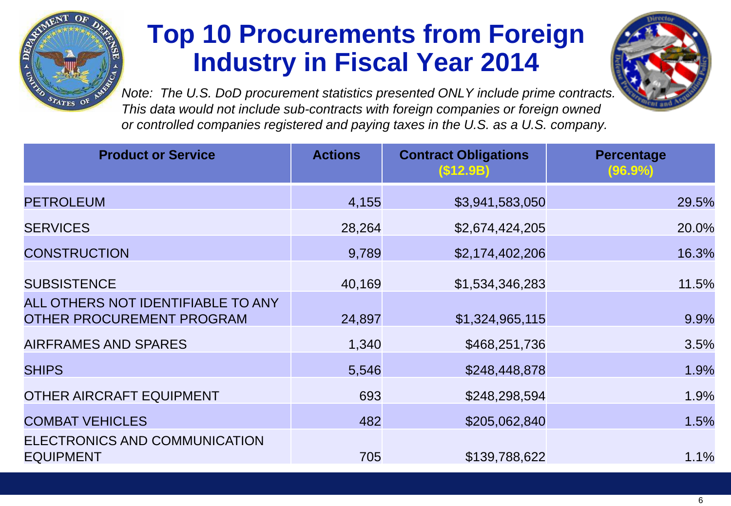# Top 10 Procurements from Foreign Industry in Fiscal Year 2014

*Note: The U.S. DoD procurement statistics presented ONLY include prime contracts. This data would not include sub-contracts with foreign companies or foreign owned or controlled companies registered and paying taxes in the U.S. as a U.S. company.*

| Product or Service | Actions | Contract Obligations ($12.9B) | Percentage (96.9%) |
|---|---|---|---|
| PETROLEUM | 4,155 | $3,941,583,050 | 29.5% |
| SERVICES | 28,264 | $2,674,424,205 | 20.0% |
| CONSTRUCTION | 9,789 | $2,174,402,206 | 16.3% |
| SUBSISTENCE | 40,169 | $1,534,346,283 | 11.5% |
| ALL OTHERS NOT IDENTIFIABLE TO ANY OTHER PROCUREMENT PROGRAM | 24,897 | $1,324,965,115 | 9.9% |
| AIRFRAMES AND SPARES | 1,340 | $468,251,736 | 3.5% |
| SHIPS | 5,546 | $248,448,878 | 1.9% |
| OTHER AIRCRAFT EQUIPMENT | 693 | $248,298,594 | 1.9% |
| COMBAT VEHICLES | 482 | $205,062,840 | 1.5% |
| ELECTRONICS AND COMMUNICATION EQUIPMENT | 705 | $139,788,622 | 1.1% |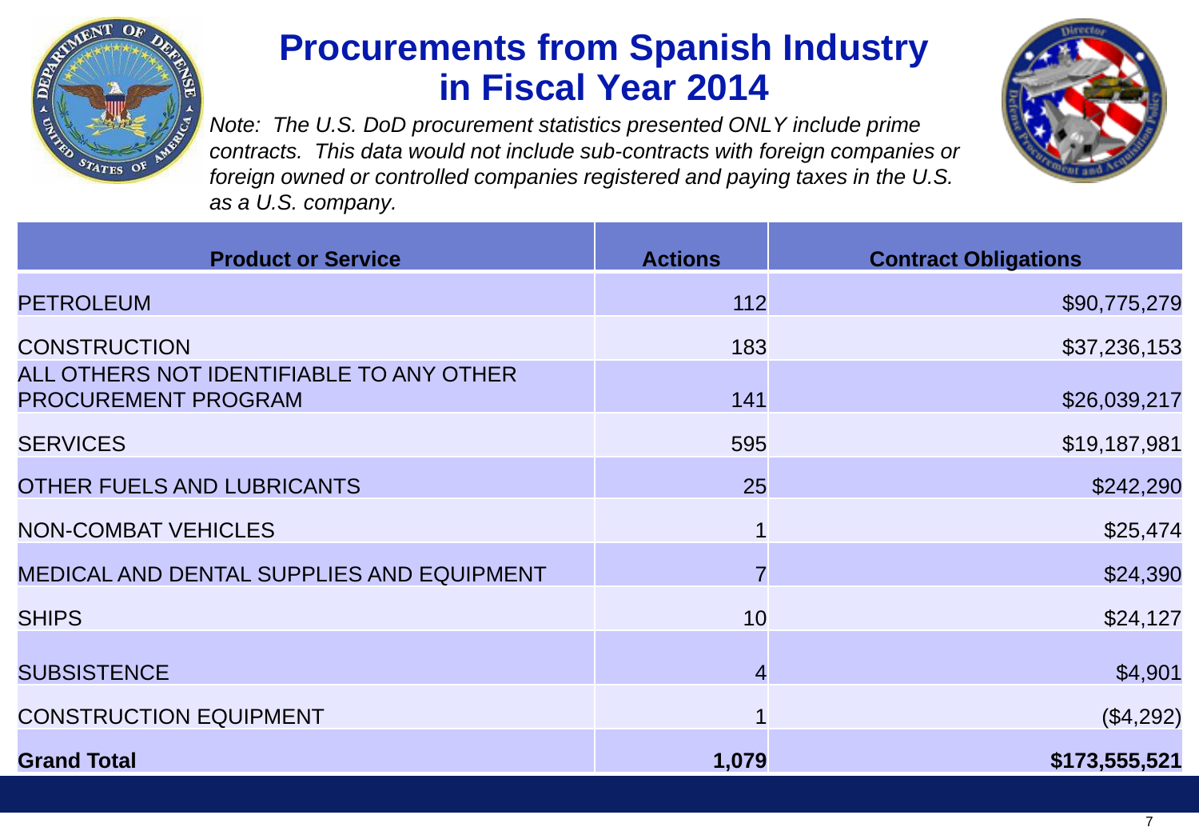# Procurements from Spanish Industry in Fiscal Year 2014

*Note: The U.S. DoD procurement statistics presented ONLY include prime contracts. This data would not include sub-contracts with foreign companies or foreign owned or controlled companies registered and paying taxes in the U.S. as a U.S. company.*

| Product or Service | Actions | Contract Obligations |
|---|---:|---:|
| PETROLEUM | 112 | $90,775,279 |
| CONSTRUCTION | 183 | $37,236,153 |
| ALL OTHERS NOT IDENTIFIABLE TO ANY OTHER PROCUREMENT PROGRAM | 141 | $26,039,217 |
| SERVICES | 595 | $19,187,981 |
| OTHER FUELS AND LUBRICANTS | 25 | $242,290 |
| NON-COMBAT VEHICLES | 1 | $25,474 |
| MEDICAL AND DENTAL SUPPLIES AND EQUIPMENT | 7 | $24,390 |
| SHIPS | 10 | $24,127 |
| SUBSISTENCE | 4 | $4,901 |
| CONSTRUCTION EQUIPMENT | 1 | ($4,292) |
| **Grand Total** | **1,079** | **$173,555,521** |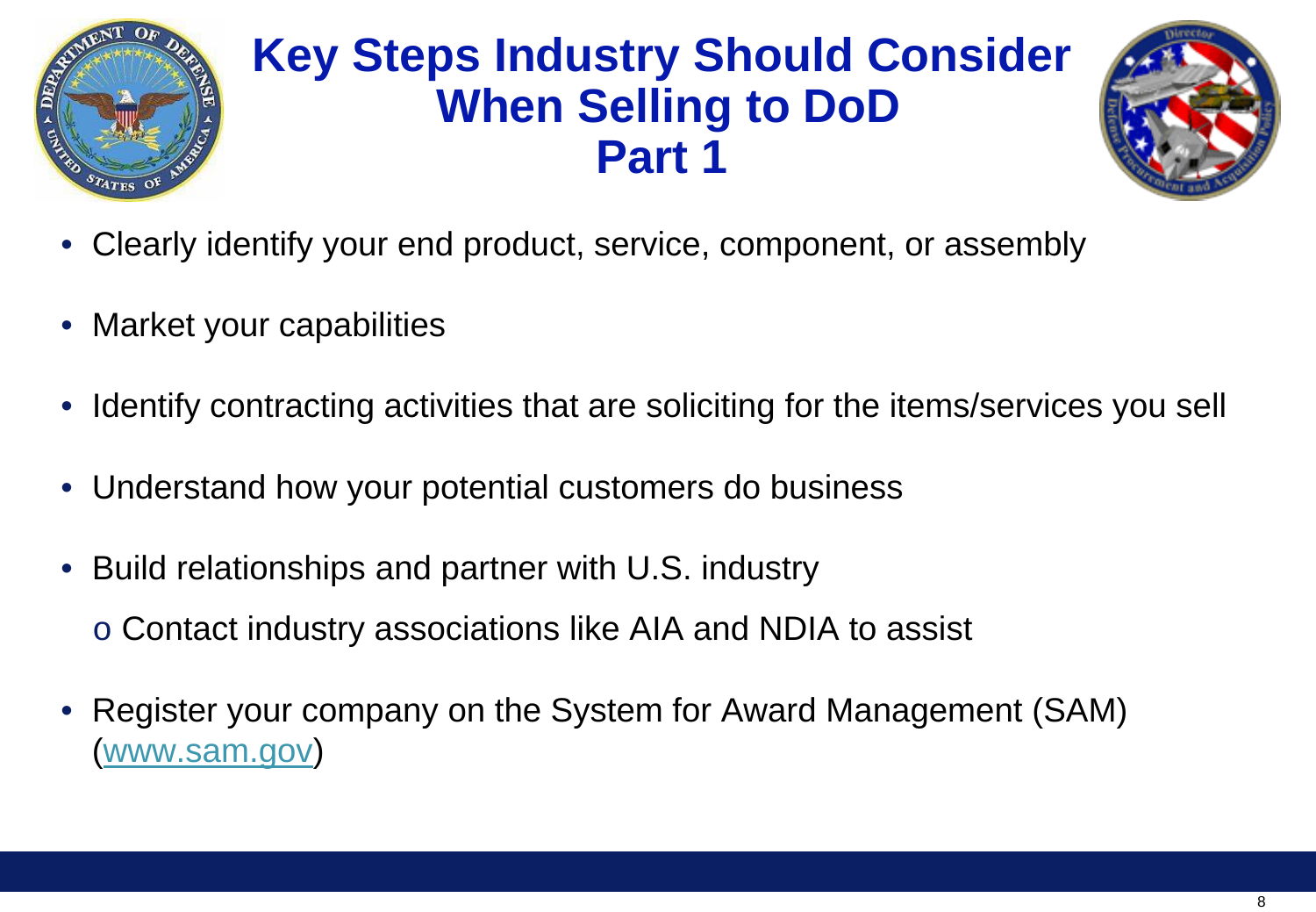# Key Steps Industry Should Consider When Selling to DoD Part 1

- Clearly identify your end product, service, component, or assembly
- Market your capabilities
- Identify contracting activities that are soliciting for the items/services you sell
- Understand how your potential customers do business
- Build relationships and partner with U.S. industry
  - Contact industry associations like AIA and NDIA to assist
- Register your company on the System for Award Management (SAM) (www.sam.gov)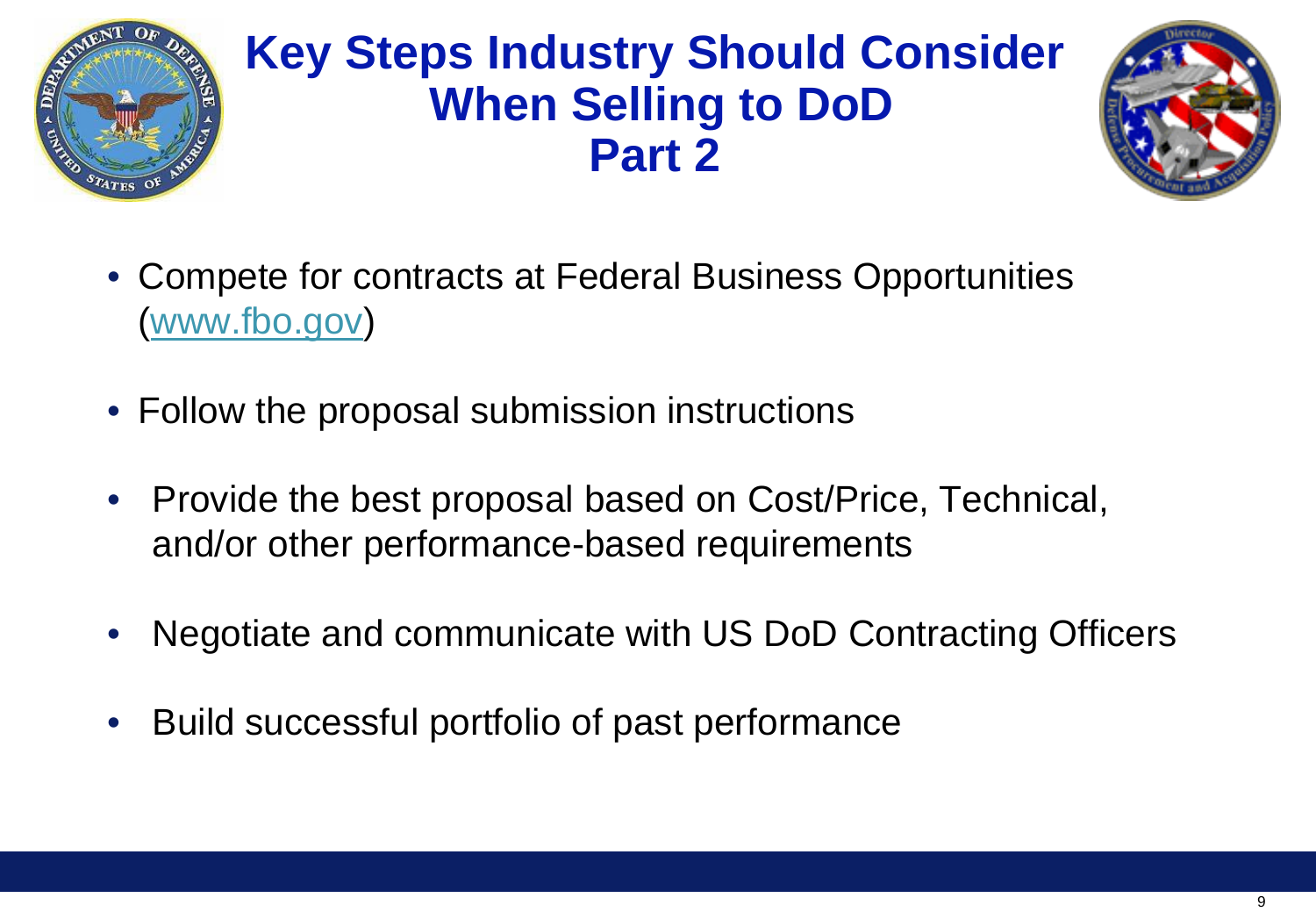# Key Steps Industry Should Consider When Selling to DoD Part 2

- Compete for contracts at Federal Business Opportunities ([www.fbo.gov](http://www.fbo.gov))
- Follow the proposal submission instructions
- Provide the best proposal based on Cost/Price, Technical, and/or other performance-based requirements
- Negotiate and communicate with US DoD Contracting Officers
- Build successful portfolio of past performance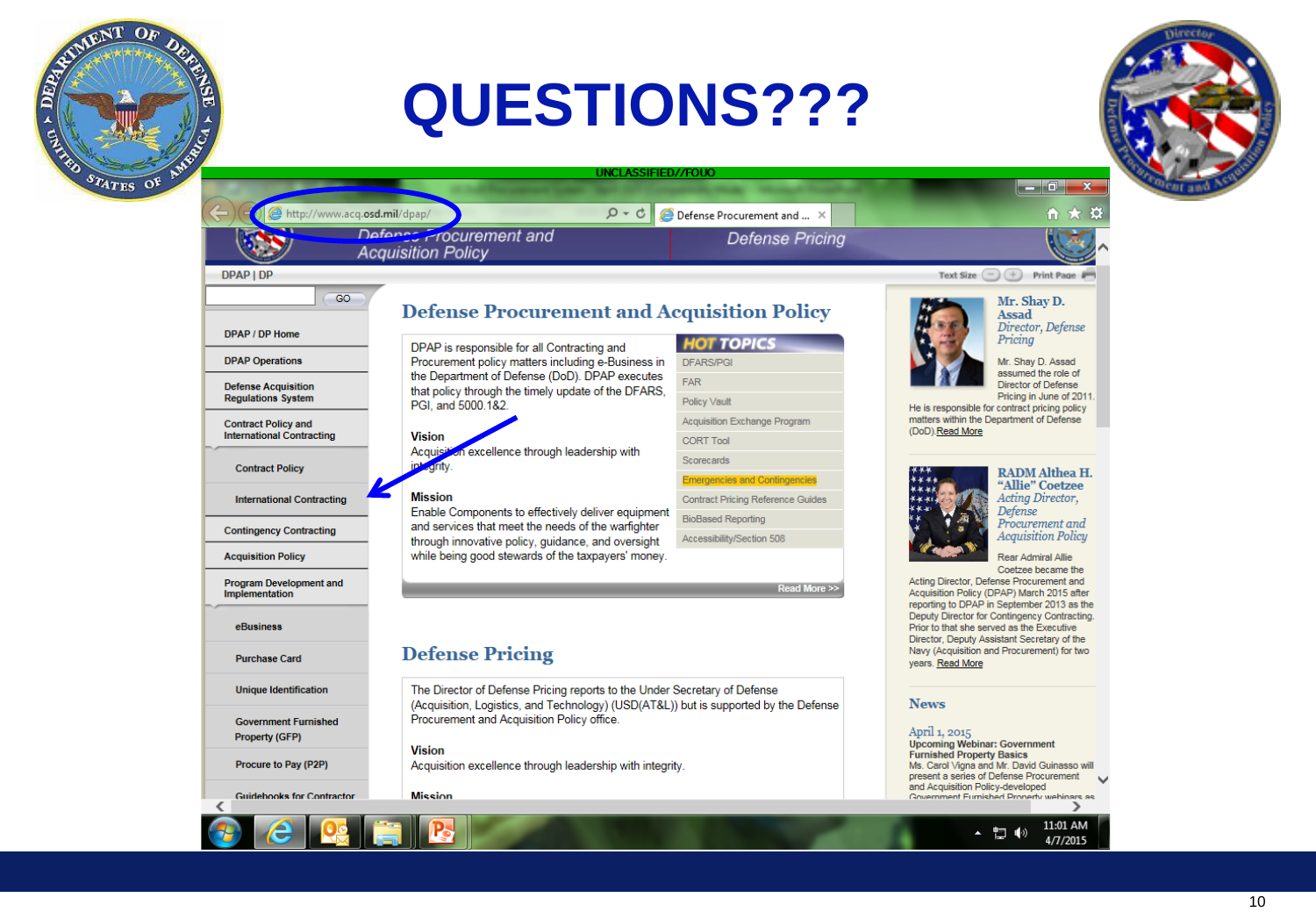# QUESTIONS???

UNCLASSIFIED//FOUO

http://www.acq.osd.mil/dpap/

Defense Procurement and ...

Defense Procurement and Acquisition Policy

Defense Pricing

DPAP | DP

Text Size

Print Page

GO

- DPAP / DP Home
- DPAP Operations
- Defense Acquisition Regulations System
- Contract Policy and International Contracting
  - Contract Policy
  - International Contracting
- Contingency Contracting
- Acquisition Policy
- Program Development and Implementation
  - eBusiness
  - Purchase Card
  - Unique Identification
  - Government Furnished Property (GFP)
  - Procure to Pay (P2P)
  - Guidebooks for Contractor

## Defense Procurement and Acquisition Policy

DPAP is responsible for all Contracting and Procurement policy matters including e-Business in the Department of Defense (DoD). DPAP executes that policy through the timely update of the DFARS, PGI, and 5000.1&2.

**Vision**

Acquisition excellence through leadership with integrity.

**Mission**

Enable Components to effectively deliver equipment and services that meet the needs of the warfighter through innovative policy, guidance, and oversight while being good stewards of the taxpayers' money.

Read More >>

**HOT TOPICS**

- DFARS/PGI
- FAR
- Policy Vault
- Acquisition Exchange Program
- CORT Tool
- Scorecards
- Emergencies and Contingencies
- Contract Pricing Reference Guides
- BioBased Reporting
- Accessibility/Section 508

## Defense Pricing

The Director of Defense Pricing reports to the Under Secretary of Defense (Acquisition, Logistics, and Technology) (USD(AT&L)) but is supported by the Defense Procurement and Acquisition Policy office.

**Vision**

Acquisition excellence through leadership with integrity.

**Mission**

**Mr. Shay D. Assad**
*Director, Defense Pricing*

Mr. Shay D. Assad assumed the role of Director of Defense Pricing in June of 2011. He is responsible for contract pricing policy matters within the Department of Defense (DoD) Read More

**RADM Althea H. "Allie" Coetzee**
*Acting Director, Defense Procurement and Acquisition Policy*

Rear Admiral Allie Coetzee became the Acting Director, Defense Procurement and Acquisition Policy (DPAP) March 2015 after reporting to DPAP in September 2013 as the Deputy Director for Contingency Contracting. Prior to that she served as the Executive Director, Deputy Assistant Secretary of the Navy (Acquisition and Procurement) for two years. Read More

**News**

April 1, 2015
**Upcoming Webinar: Government Furnished Property Basics**
Ms. Carol Vigna and Mr. David Guinasso will present a series of Defense Procurement and Acquisition Policy-developed Government Furnished Property webinars as

11:01 AM
4/7/2015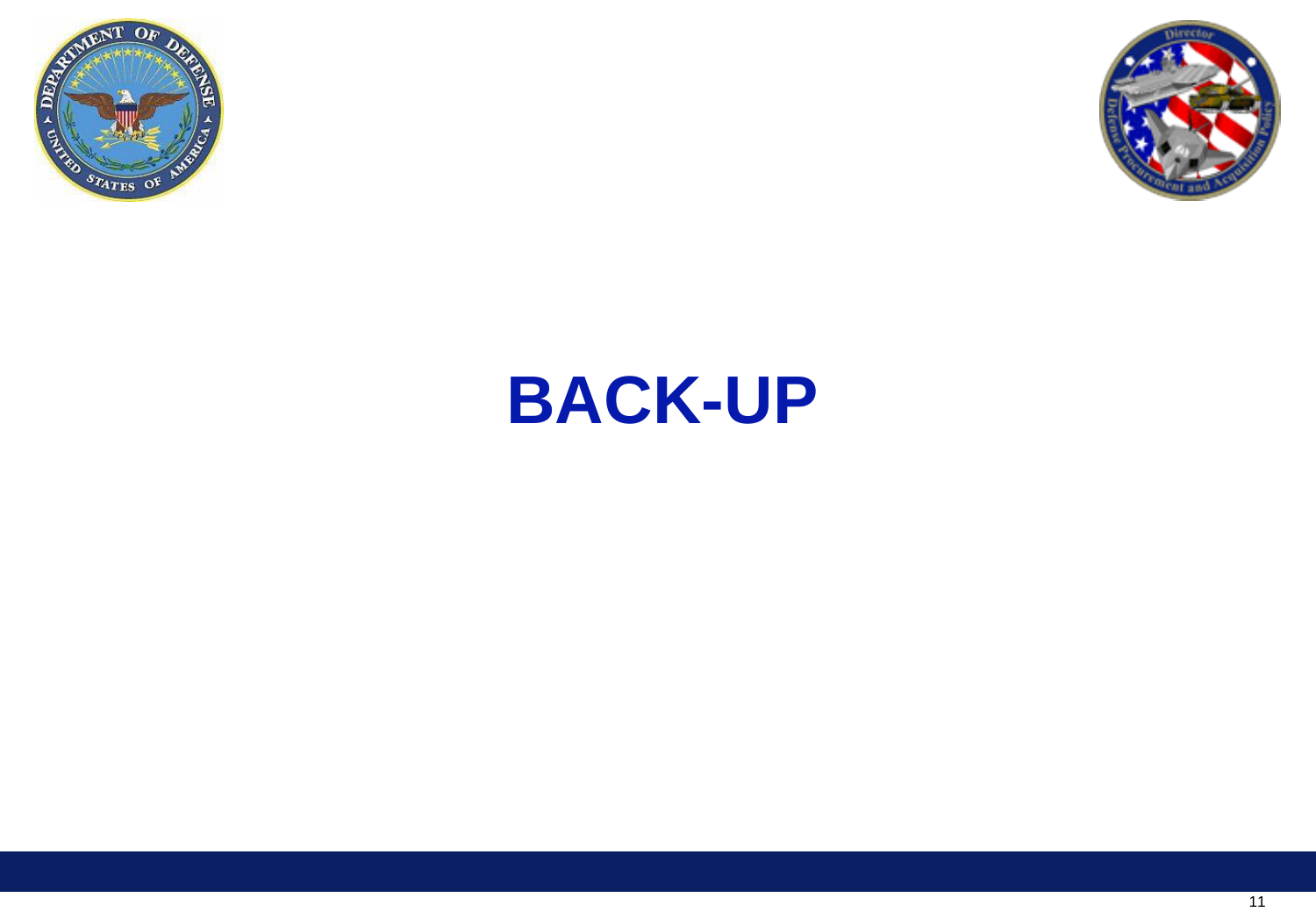# BACK-UP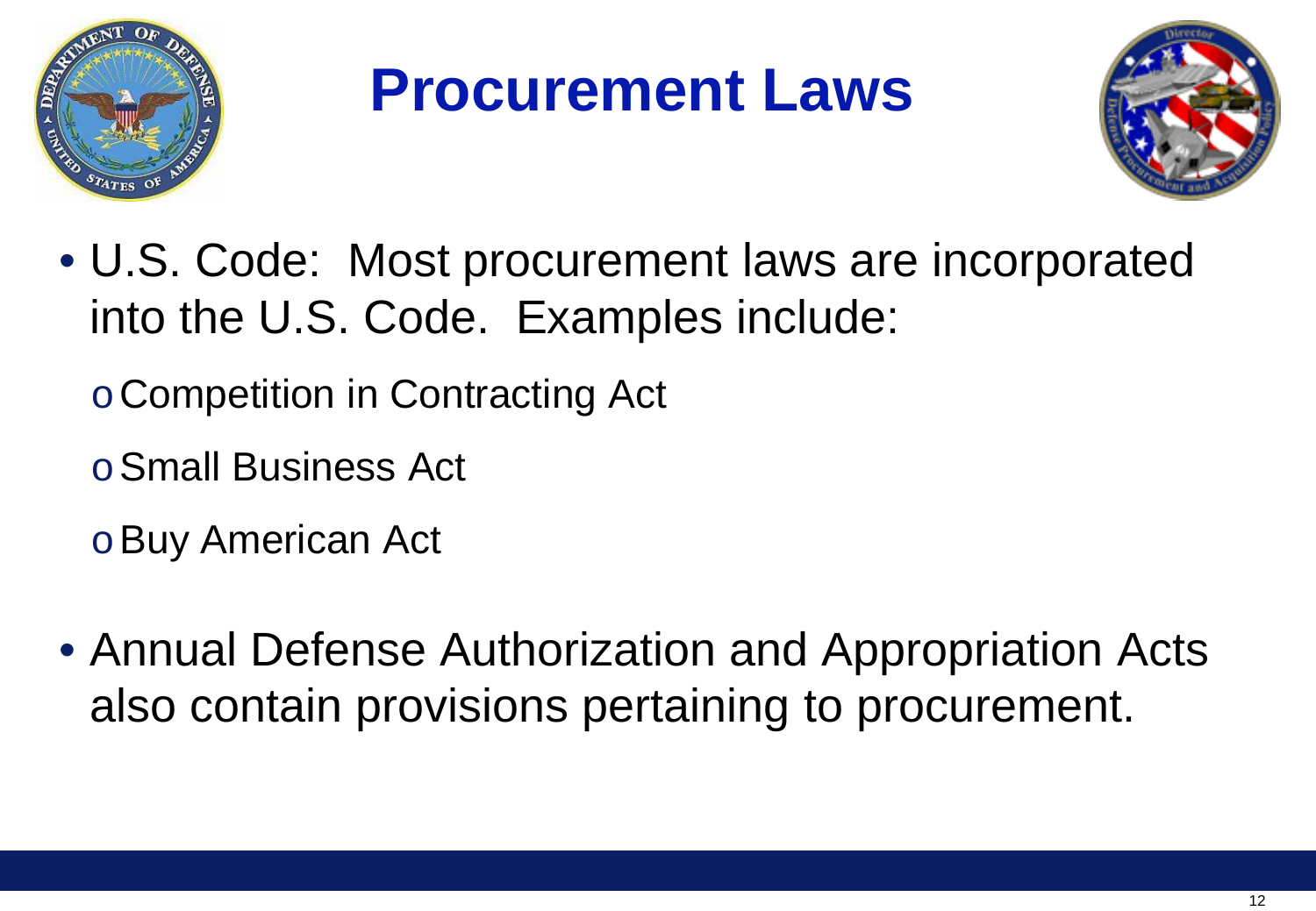# Procurement Laws

- U.S. Code: Most procurement laws are incorporated into the U.S. Code. Examples include:
  - Competition in Contracting Act
  - Small Business Act
  - Buy American Act
- Annual Defense Authorization and Appropriation Acts also contain provisions pertaining to procurement.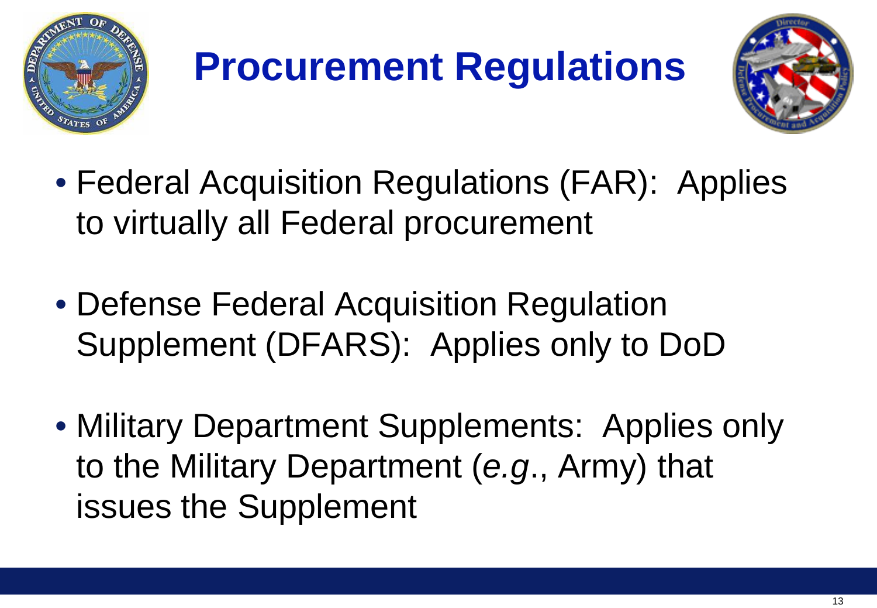# Procurement Regulations

- Federal Acquisition Regulations (FAR): Applies to virtually all Federal procurement
- Defense Federal Acquisition Regulation Supplement (DFARS): Applies only to DoD
- Military Department Supplements: Applies only to the Military Department (*e.g*., Army) that issues the Supplement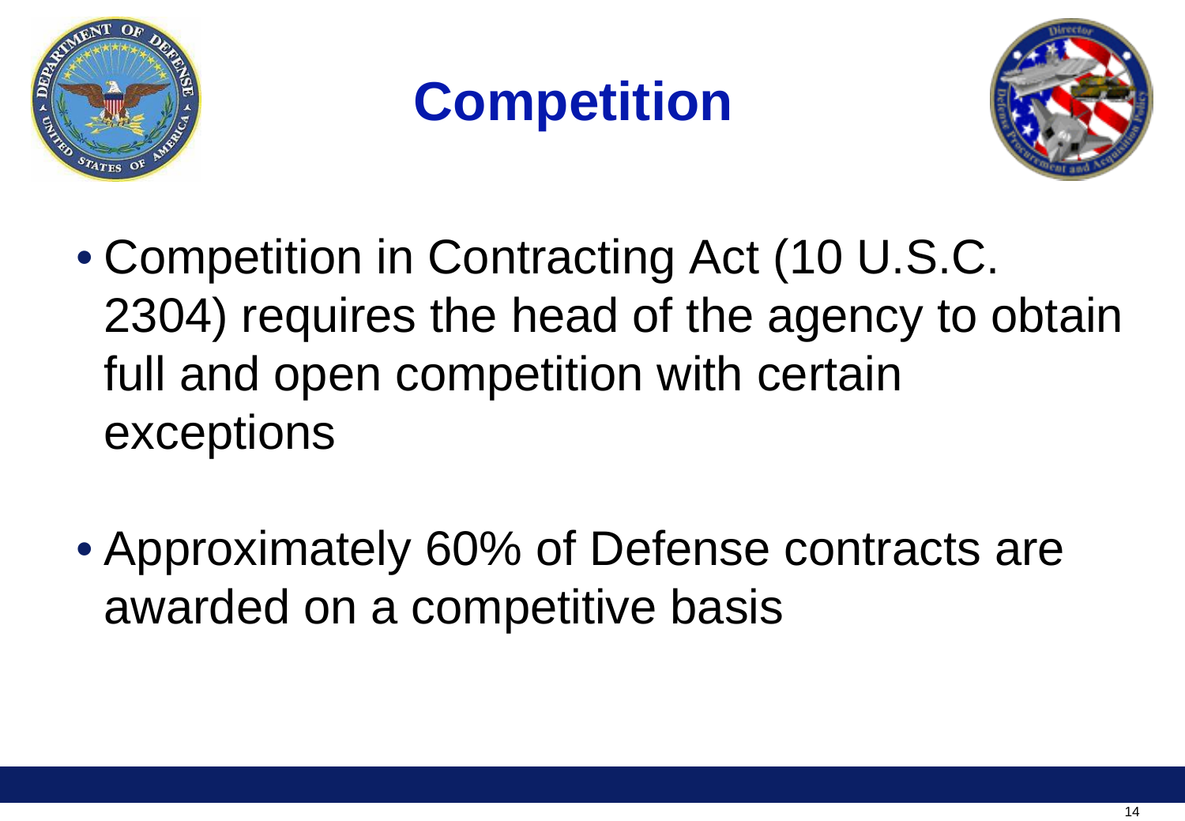# Competition

- Competition in Contracting Act (10 U.S.C. 2304) requires the head of the agency to obtain full and open competition with certain exceptions

- Approximately 60% of Defense contracts are awarded on a competitive basis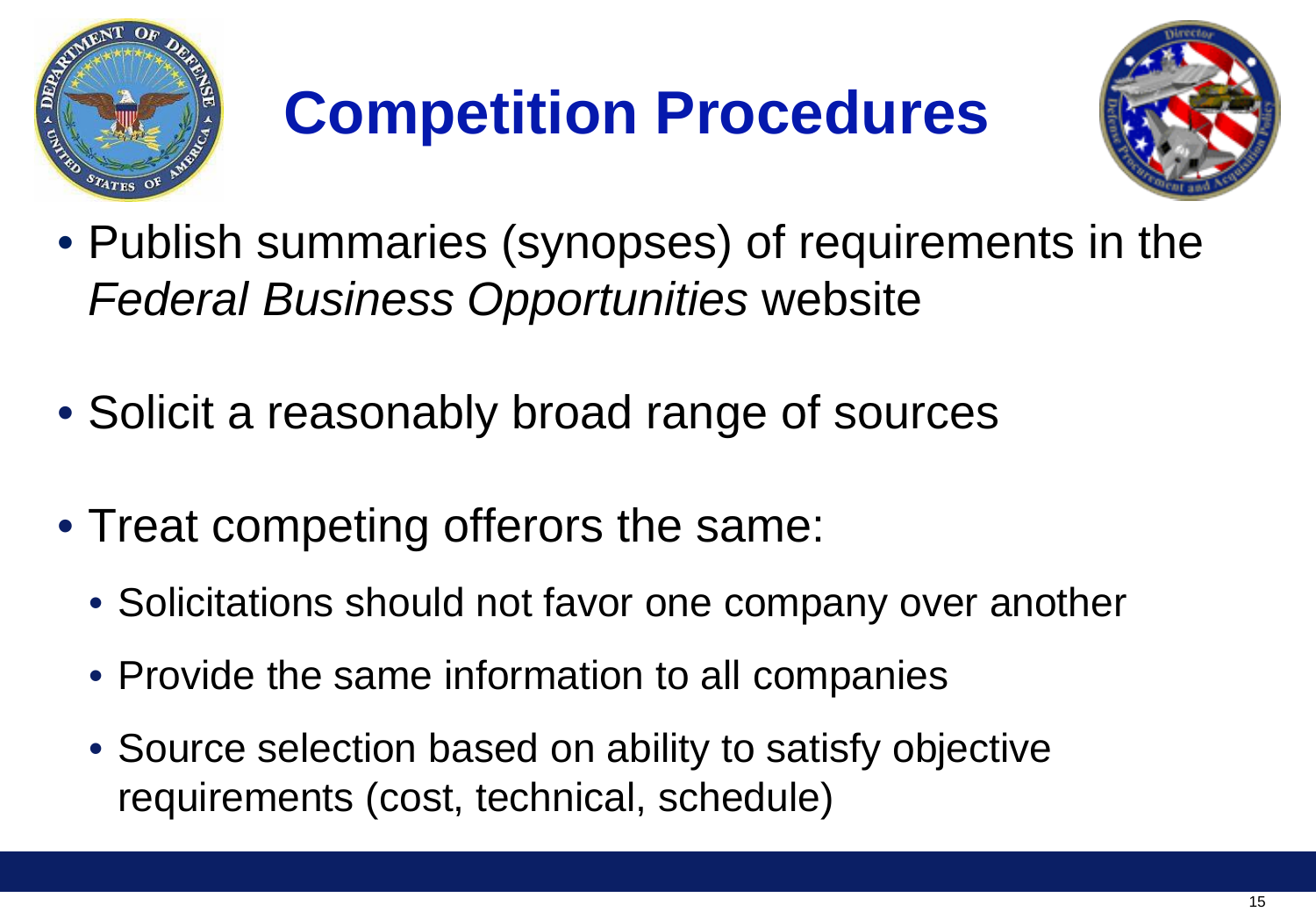# Competition Procedures

- Publish summaries (synopses) of requirements in the *Federal Business Opportunities* website
- Solicit a reasonably broad range of sources
- Treat competing offerors the same:
  - Solicitations should not favor one company over another
  - Provide the same information to all companies
  - Source selection based on ability to satisfy objective requirements (cost, technical, schedule)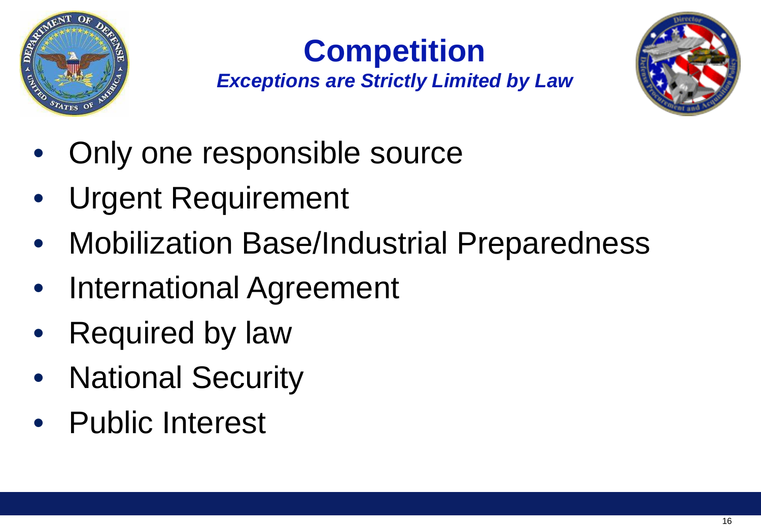# Competition

***Exceptions are Strictly Limited by Law***

- Only one responsible source
- Urgent Requirement
- Mobilization Base/Industrial Preparedness
- International Agreement
- Required by law
- National Security
- Public Interest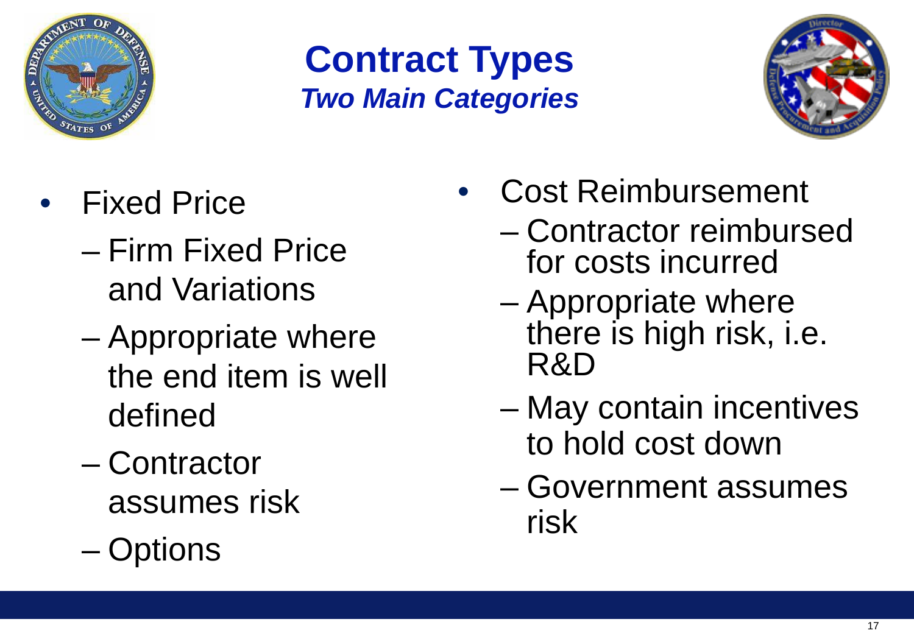# Contract Types

***Two Main Categories***

- Fixed Price
  - Firm Fixed Price and Variations
  - Appropriate where the end item is well defined
  - Contractor assumes risk
  - Options
- Cost Reimbursement
  - Contractor reimbursed for costs incurred
  - Appropriate where there is high risk, i.e. R&D
  - May contain incentives to hold cost down
  - Government assumes risk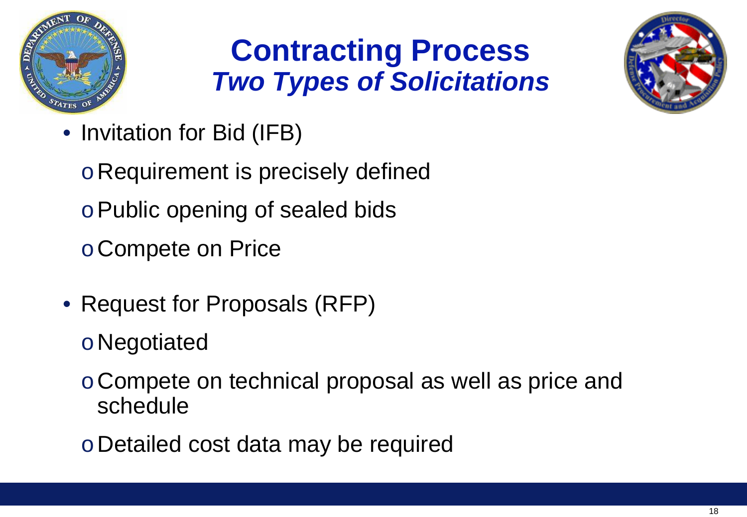# Contracting Process

## *Two Types of Solicitations*

- Invitation for Bid (IFB)
  - Requirement is precisely defined
  - Public opening of sealed bids
  - Compete on Price
- Request for Proposals (RFP)
  - Negotiated
  - Compete on technical proposal as well as price and schedule
  - Detailed cost data may be required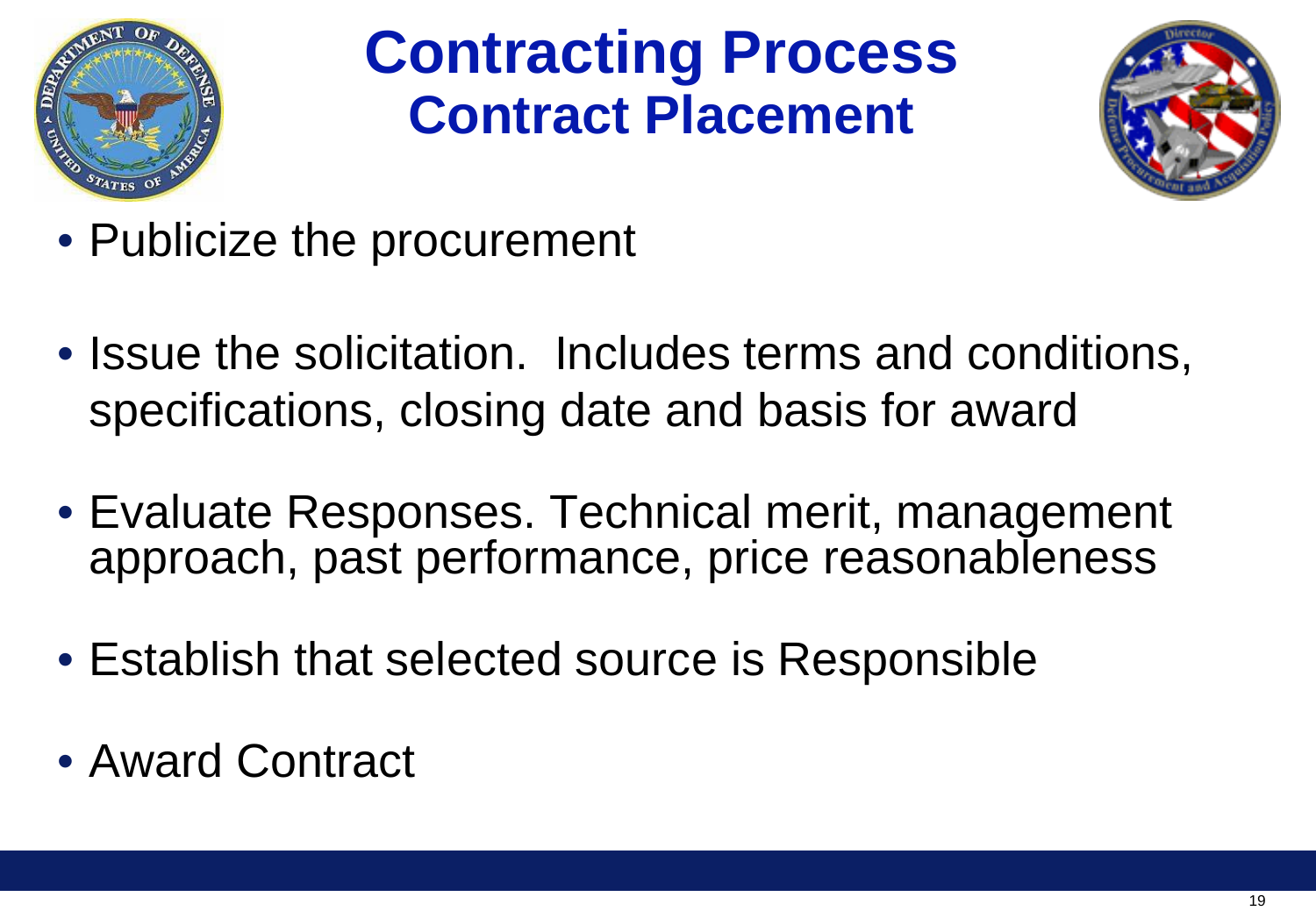# Contracting Process
## Contract Placement

- Publicize the procurement
- Issue the solicitation. Includes terms and conditions, specifications, closing date and basis for award
- Evaluate Responses. Technical merit, management approach, past performance, price reasonableness
- Establish that selected source is Responsible
- Award Contract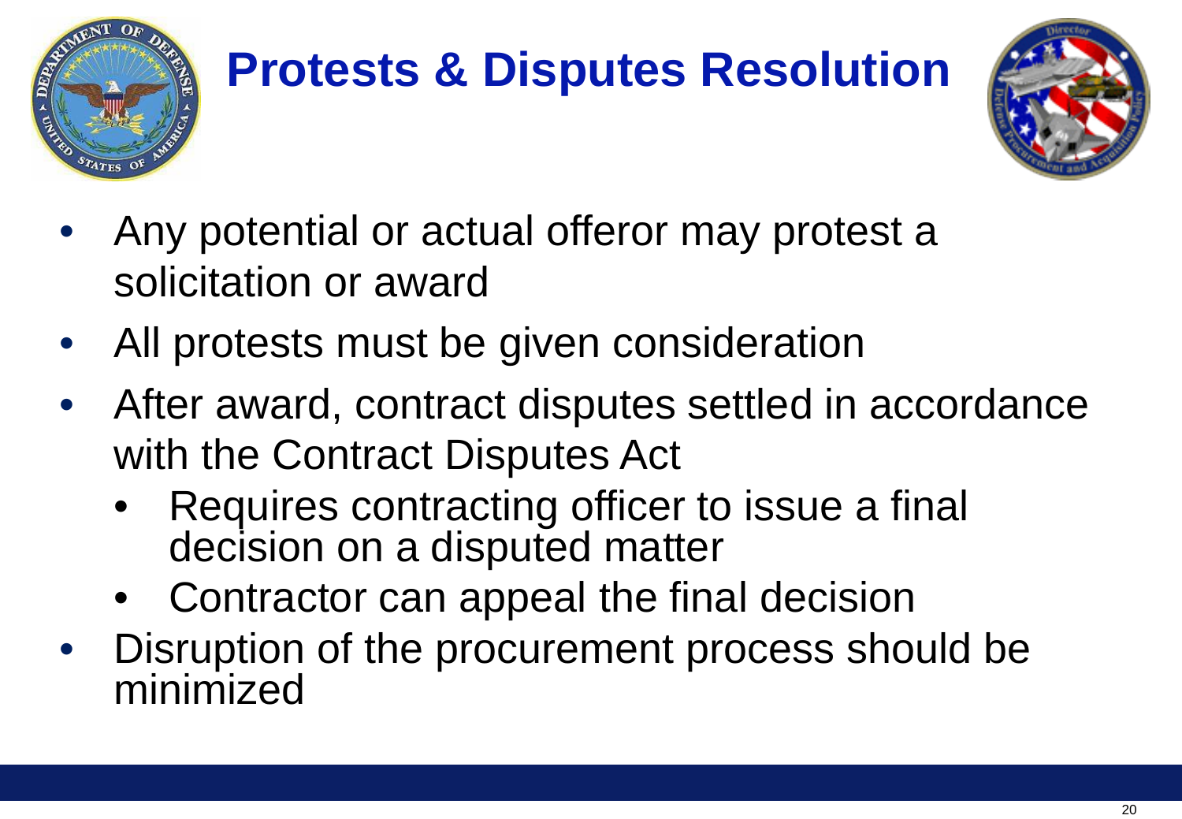# Protests & Disputes Resolution

- Any potential or actual offeror may protest a solicitation or award
- All protests must be given consideration
- After award, contract disputes settled in accordance with the Contract Disputes Act
  - Requires contracting officer to issue a final decision on a disputed matter
  - Contractor can appeal the final decision
- Disruption of the procurement process should be minimized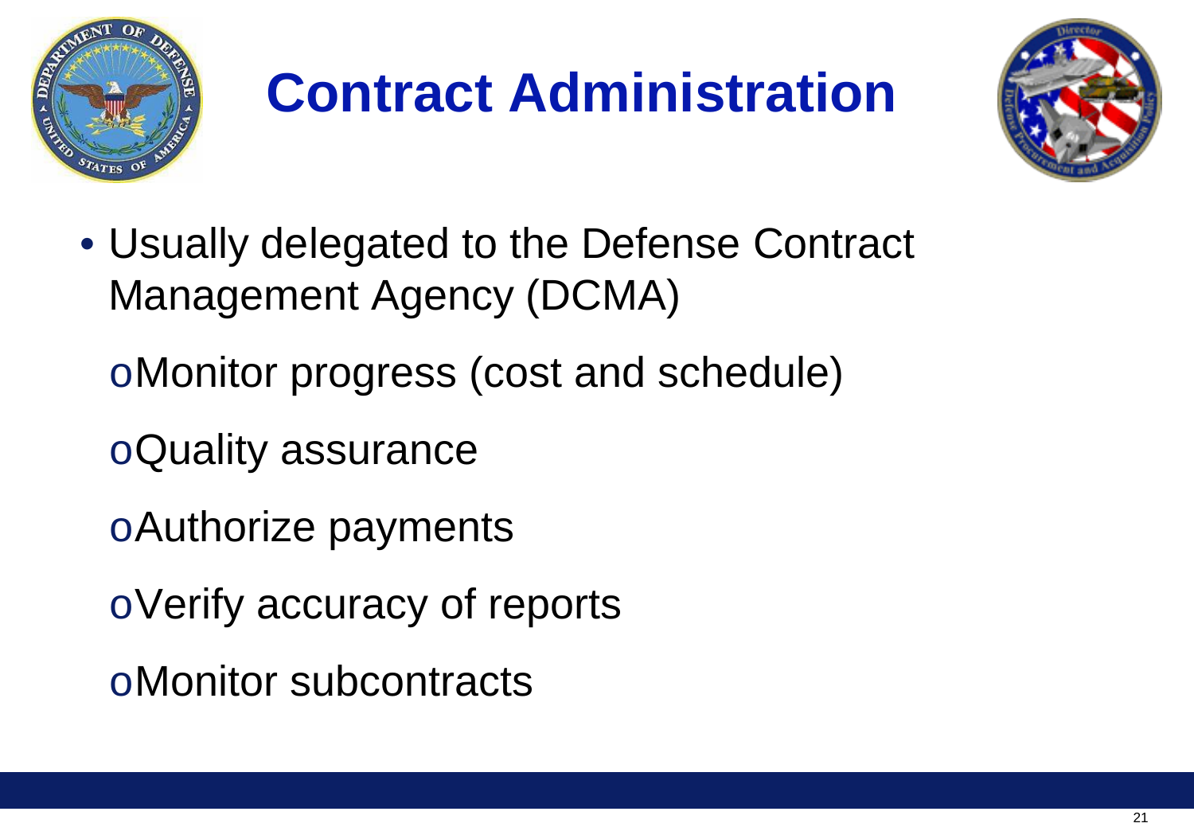# Contract Administration

- Usually delegated to the Defense Contract Management Agency (DCMA)
  - Monitor progress (cost and schedule)
  - Quality assurance
  - Authorize payments
  - Verify accuracy of reports
  - Monitor subcontracts